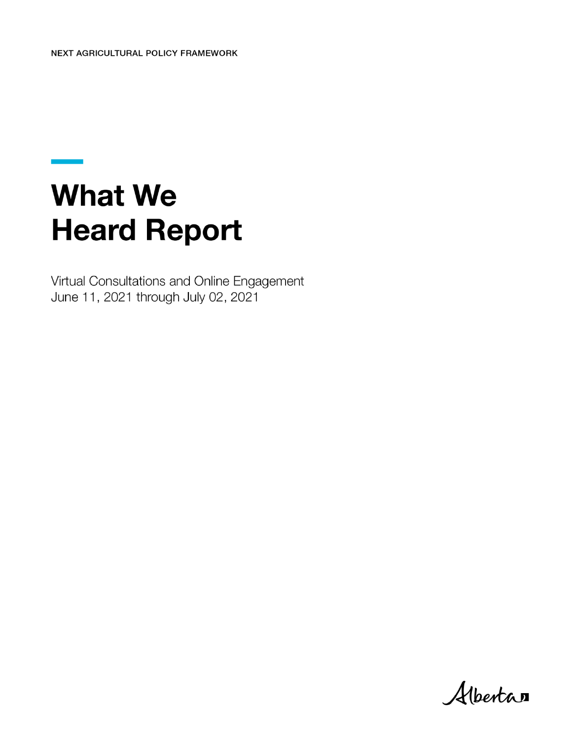NEXT AGRICULTURAL POLICY FRAMEWORK

# What We Heard Report

Virtual Consultations and Online Engagement
June 11, 2021 through July 02, 2021

Alberta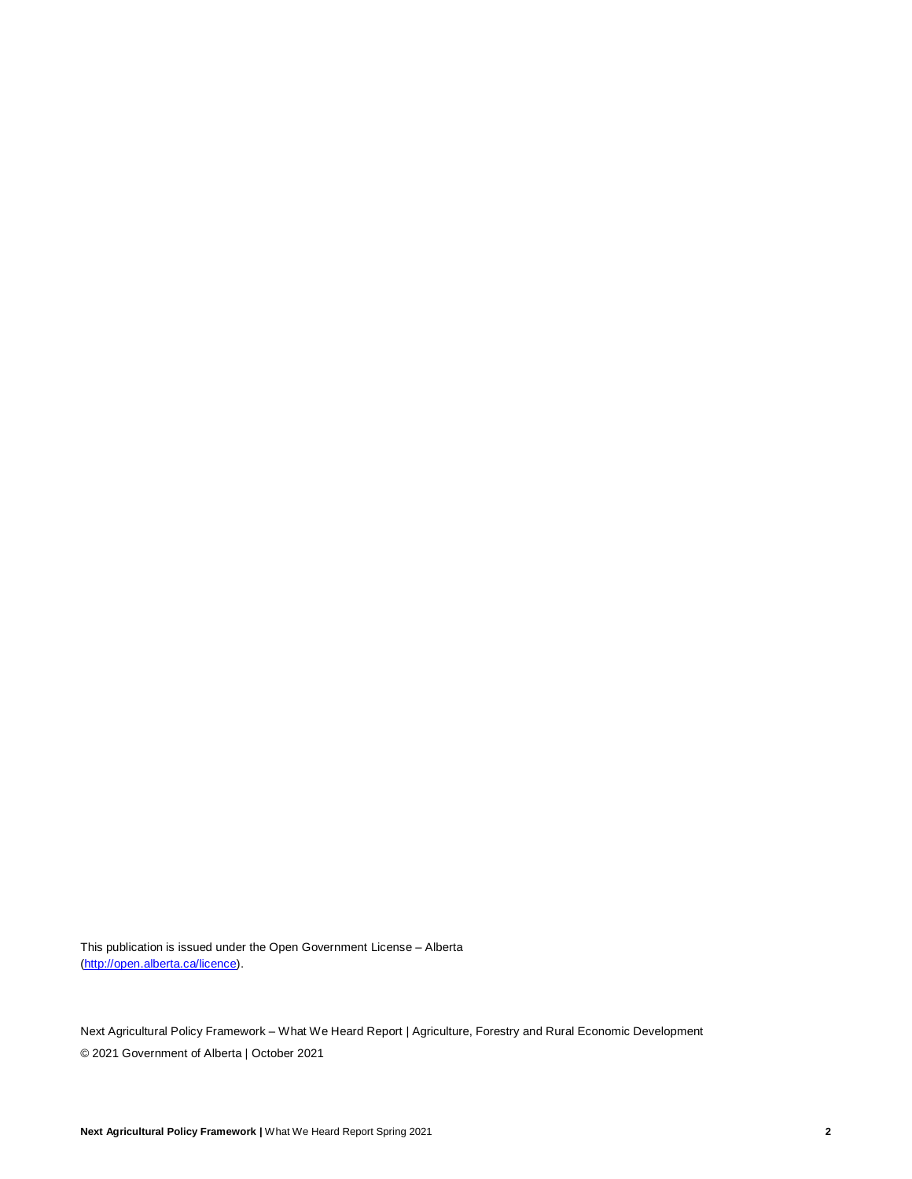This publication is issued under the Open Government License – Alberta (http://open.alberta.ca/licence).

Next Agricultural Policy Framework – What We Heard Report | Agriculture, Forestry and Rural Economic Development

© 2021 Government of Alberta | October 2021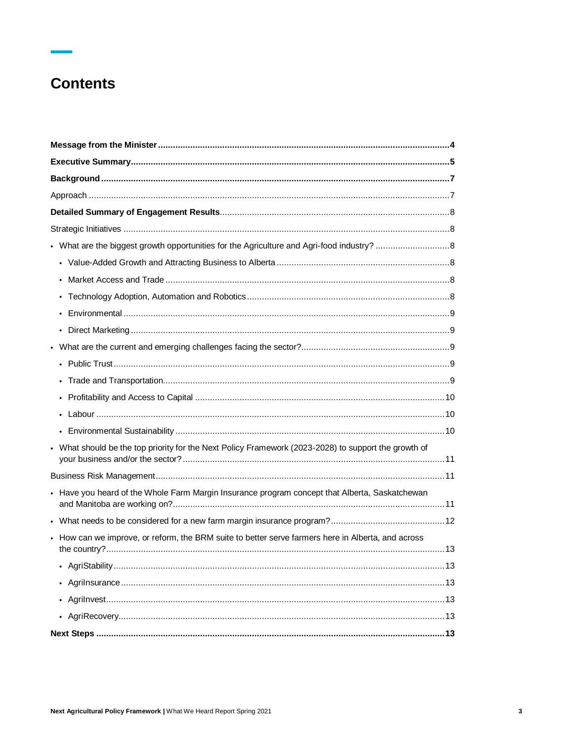# Contents

**Message from the Minister** .......... **4**

**Executive Summary** .......... **5**

**Background** .......... **7**

Approach .......... 7

**Detailed Summary of Engagement Results** .......... 8

Strategic Initiatives .......... 8

- What are the biggest growth opportunities for the Agriculture and Agri-food industry? .......... 8
    - Value-Added Growth and Attracting Business to Alberta .......... 8
    - Market Access and Trade .......... 8
    - Technology Adoption, Automation and Robotics .......... 8
    - Environmental .......... 9
    - Direct Marketing .......... 9
- What are the current and emerging challenges facing the sector? .......... 9
    - Public Trust .......... 9
    - Trade and Transportation .......... 9
    - Profitability and Access to Capital .......... 10
    - Labour .......... 10
    - Environmental Sustainability .......... 10
- What should be the top priority for the Next Policy Framework (2023-2028) to support the growth of your business and/or the sector? .......... 11

Business Risk Management .......... 11

- Have you heard of the Whole Farm Margin Insurance program concept that Alberta, Saskatchewan and Manitoba are working on? .......... 11
- What needs to be considered for a new farm margin insurance program? .......... 12
- How can we improve, or reform, the BRM suite to better serve farmers here in Alberta, and across the country? .......... 13
    - AgriStability .......... 13
    - AgriInsurance .......... 13
    - AgriInvest .......... 13
    - AgriRecovery .......... 13

**Next Steps** .......... **13**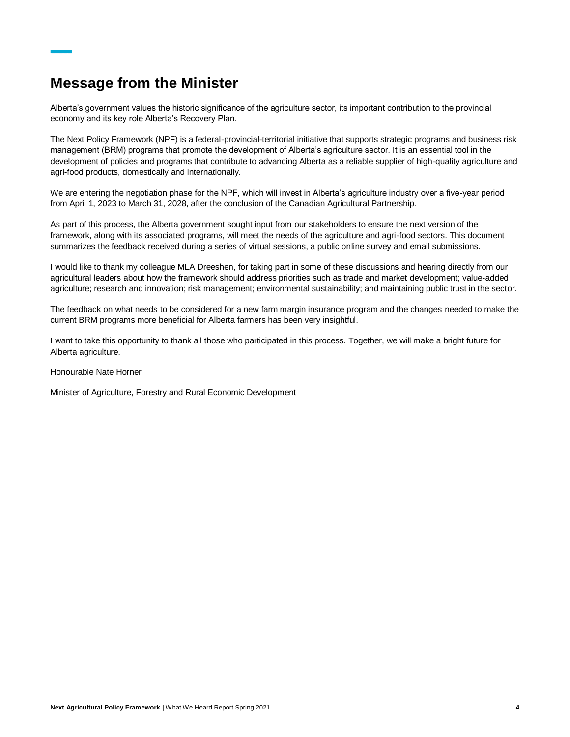# Message from the Minister

Alberta's government values the historic significance of the agriculture sector, its important contribution to the provincial economy and its key role Alberta's Recovery Plan.

The Next Policy Framework (NPF) is a federal-provincial-territorial initiative that supports strategic programs and business risk management (BRM) programs that promote the development of Alberta's agriculture sector. It is an essential tool in the development of policies and programs that contribute to advancing Alberta as a reliable supplier of high-quality agriculture and agri-food products, domestically and internationally.

We are entering the negotiation phase for the NPF, which will invest in Alberta's agriculture industry over a five-year period from April 1, 2023 to March 31, 2028, after the conclusion of the Canadian Agricultural Partnership.

As part of this process, the Alberta government sought input from our stakeholders to ensure the next version of the framework, along with its associated programs, will meet the needs of the agriculture and agri-food sectors. This document summarizes the feedback received during a series of virtual sessions, a public online survey and email submissions.

I would like to thank my colleague MLA Dreeshen, for taking part in some of these discussions and hearing directly from our agricultural leaders about how the framework should address priorities such as trade and market development; value-added agriculture; research and innovation; risk management; environmental sustainability; and maintaining public trust in the sector.

The feedback on what needs to be considered for a new farm margin insurance program and the changes needed to make the current BRM programs more beneficial for Alberta farmers has been very insightful.

I want to take this opportunity to thank all those who participated in this process. Together, we will make a bright future for Alberta agriculture.

Honourable Nate Horner

Minister of Agriculture, Forestry and Rural Economic Development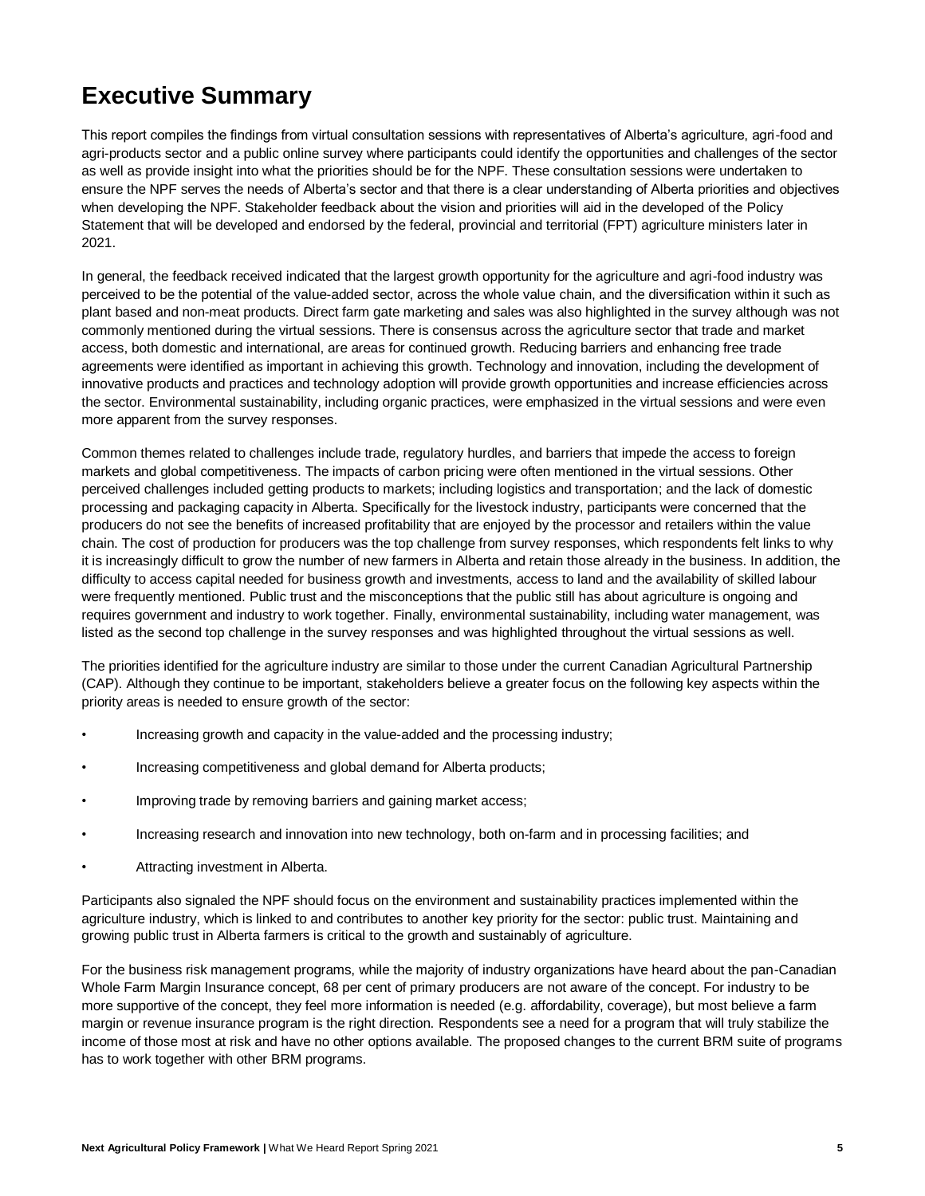# Executive Summary

This report compiles the findings from virtual consultation sessions with representatives of Alberta's agriculture, agri-food and agri-products sector and a public online survey where participants could identify the opportunities and challenges of the sector as well as provide insight into what the priorities should be for the NPF. These consultation sessions were undertaken to ensure the NPF serves the needs of Alberta's sector and that there is a clear understanding of Alberta priorities and objectives when developing the NPF. Stakeholder feedback about the vision and priorities will aid in the developed of the Policy Statement that will be developed and endorsed by the federal, provincial and territorial (FPT) agriculture ministers later in 2021.

In general, the feedback received indicated that the largest growth opportunity for the agriculture and agri-food industry was perceived to be the potential of the value-added sector, across the whole value chain, and the diversification within it such as plant based and non-meat products. Direct farm gate marketing and sales was also highlighted in the survey although was not commonly mentioned during the virtual sessions. There is consensus across the agriculture sector that trade and market access, both domestic and international, are areas for continued growth. Reducing barriers and enhancing free trade agreements were identified as important in achieving this growth. Technology and innovation, including the development of innovative products and practices and technology adoption will provide growth opportunities and increase efficiencies across the sector. Environmental sustainability, including organic practices, were emphasized in the virtual sessions and were even more apparent from the survey responses.

Common themes related to challenges include trade, regulatory hurdles, and barriers that impede the access to foreign markets and global competitiveness. The impacts of carbon pricing were often mentioned in the virtual sessions. Other perceived challenges included getting products to markets; including logistics and transportation; and the lack of domestic processing and packaging capacity in Alberta. Specifically for the livestock industry, participants were concerned that the producers do not see the benefits of increased profitability that are enjoyed by the processor and retailers within the value chain. The cost of production for producers was the top challenge from survey responses, which respondents felt links to why it is increasingly difficult to grow the number of new farmers in Alberta and retain those already in the business. In addition, the difficulty to access capital needed for business growth and investments, access to land and the availability of skilled labour were frequently mentioned. Public trust and the misconceptions that the public still has about agriculture is ongoing and requires government and industry to work together. Finally, environmental sustainability, including water management, was listed as the second top challenge in the survey responses and was highlighted throughout the virtual sessions as well.

The priorities identified for the agriculture industry are similar to those under the current Canadian Agricultural Partnership (CAP). Although they continue to be important, stakeholders believe a greater focus on the following key aspects within the priority areas is needed to ensure growth of the sector:

- Increasing growth and capacity in the value-added and the processing industry;
- Increasing competitiveness and global demand for Alberta products;
- Improving trade by removing barriers and gaining market access;
- Increasing research and innovation into new technology, both on-farm and in processing facilities; and
- Attracting investment in Alberta.

Participants also signaled the NPF should focus on the environment and sustainability practices implemented within the agriculture industry, which is linked to and contributes to another key priority for the sector: public trust. Maintaining and growing public trust in Alberta farmers is critical to the growth and sustainably of agriculture.

For the business risk management programs, while the majority of industry organizations have heard about the pan-Canadian Whole Farm Margin Insurance concept, 68 per cent of primary producers are not aware of the concept. For industry to be more supportive of the concept, they feel more information is needed (e.g. affordability, coverage), but most believe a farm margin or revenue insurance program is the right direction. Respondents see a need for a program that will truly stabilize the income of those most at risk and have no other options available. The proposed changes to the current BRM suite of programs has to work together with other BRM programs.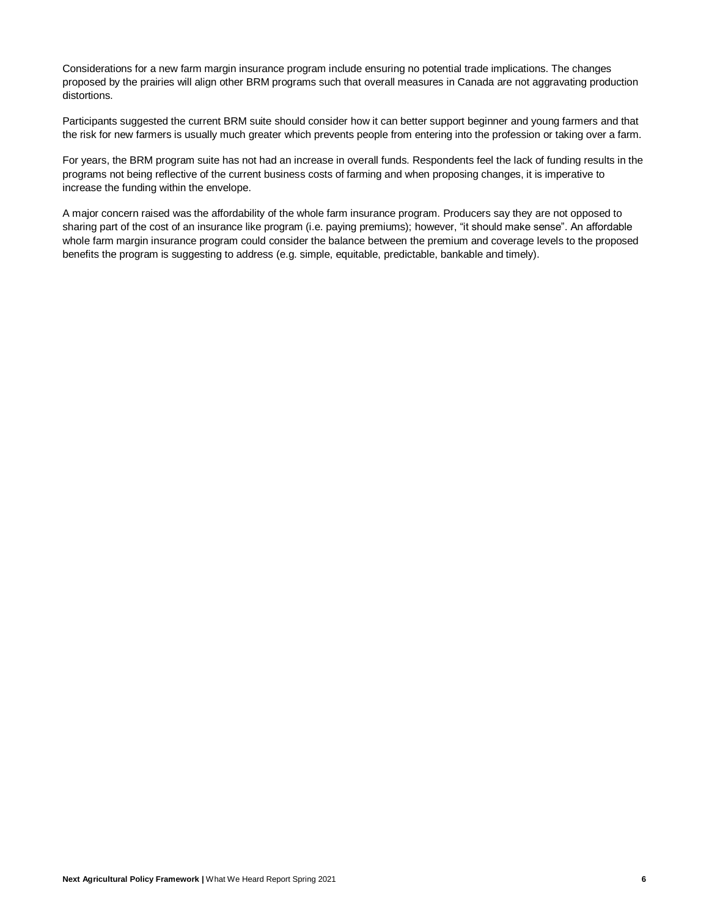Considerations for a new farm margin insurance program include ensuring no potential trade implications. The changes proposed by the prairies will align other BRM programs such that overall measures in Canada are not aggravating production distortions.

Participants suggested the current BRM suite should consider how it can better support beginner and young farmers and that the risk for new farmers is usually much greater which prevents people from entering into the profession or taking over a farm.

For years, the BRM program suite has not had an increase in overall funds. Respondents feel the lack of funding results in the programs not being reflective of the current business costs of farming and when proposing changes, it is imperative to increase the funding within the envelope.

A major concern raised was the affordability of the whole farm insurance program. Producers say they are not opposed to sharing part of the cost of an insurance like program (i.e. paying premiums); however, "it should make sense". An affordable whole farm margin insurance program could consider the balance between the premium and coverage levels to the proposed benefits the program is suggesting to address (e.g. simple, equitable, predictable, bankable and timely).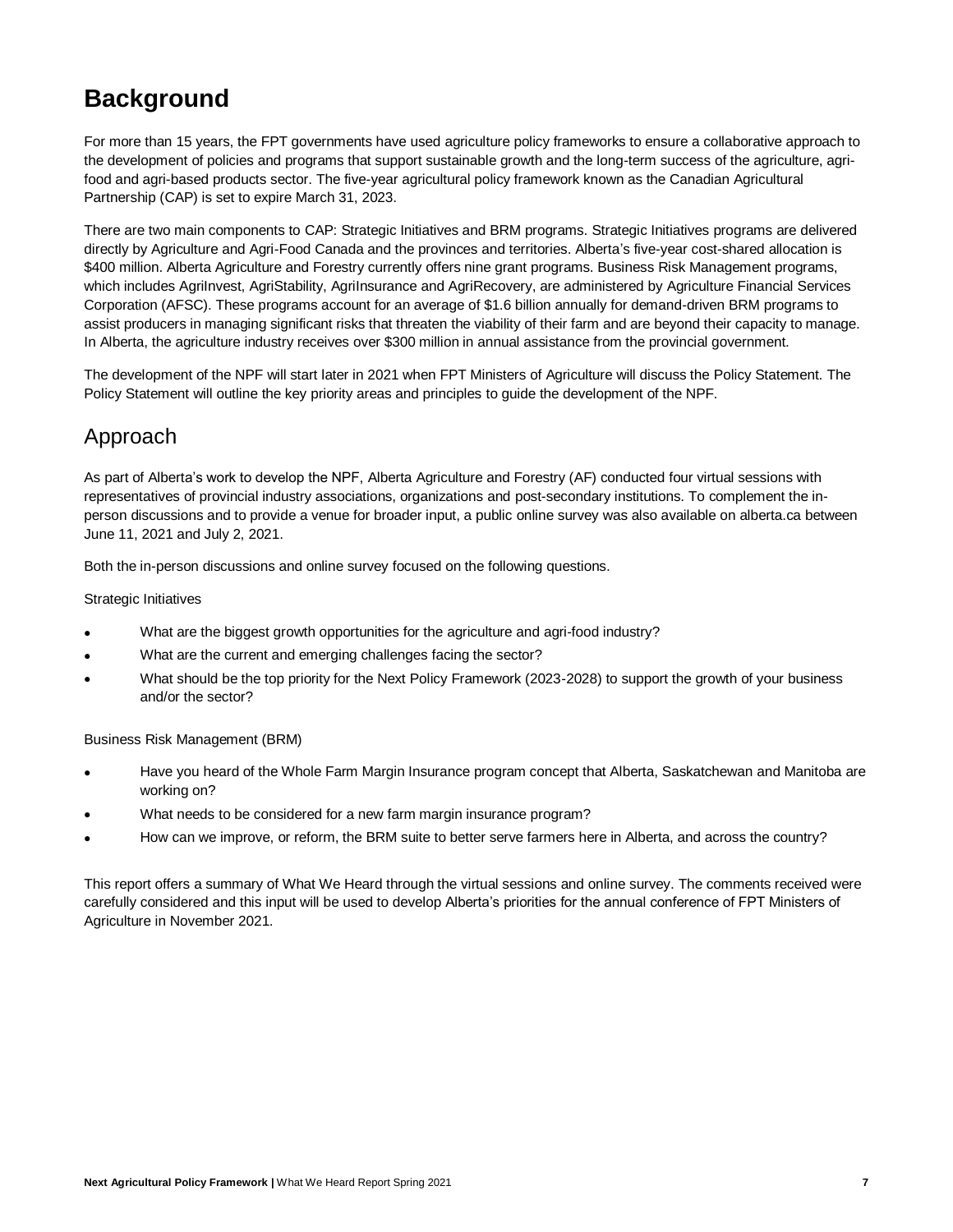# Background

For more than 15 years, the FPT governments have used agriculture policy frameworks to ensure a collaborative approach to the development of policies and programs that support sustainable growth and the long-term success of the agriculture, agri-food and agri-based products sector. The five-year agricultural policy framework known as the Canadian Agricultural Partnership (CAP) is set to expire March 31, 2023.

There are two main components to CAP: Strategic Initiatives and BRM programs. Strategic Initiatives programs are delivered directly by Agriculture and Agri-Food Canada and the provinces and territories. Alberta's five-year cost-shared allocation is $400 million. Alberta Agriculture and Forestry currently offers nine grant programs. Business Risk Management programs, which includes AgriInvest, AgriStability, AgriInsurance and AgriRecovery, are administered by Agriculture Financial Services Corporation (AFSC). These programs account for an average of $1.6 billion annually for demand-driven BRM programs to assist producers in managing significant risks that threaten the viability of their farm and are beyond their capacity to manage. In Alberta, the agriculture industry receives over $300 million in annual assistance from the provincial government.

The development of the NPF will start later in 2021 when FPT Ministers of Agriculture will discuss the Policy Statement. The Policy Statement will outline the key priority areas and principles to guide the development of the NPF.

## Approach

As part of Alberta's work to develop the NPF, Alberta Agriculture and Forestry (AF) conducted four virtual sessions with representatives of provincial industry associations, organizations and post-secondary institutions. To complement the in-person discussions and to provide a venue for broader input, a public online survey was also available on alberta.ca between June 11, 2021 and July 2, 2021.

Both the in-person discussions and online survey focused on the following questions.

Strategic Initiatives

- What are the biggest growth opportunities for the agriculture and agri-food industry?
- What are the current and emerging challenges facing the sector?
- What should be the top priority for the Next Policy Framework (2023-2028) to support the growth of your business and/or the sector?

Business Risk Management (BRM)

- Have you heard of the Whole Farm Margin Insurance program concept that Alberta, Saskatchewan and Manitoba are working on?
- What needs to be considered for a new farm margin insurance program?
- How can we improve, or reform, the BRM suite to better serve farmers here in Alberta, and across the country?

This report offers a summary of What We Heard through the virtual sessions and online survey. The comments received were carefully considered and this input will be used to develop Alberta's priorities for the annual conference of FPT Ministers of Agriculture in November 2021.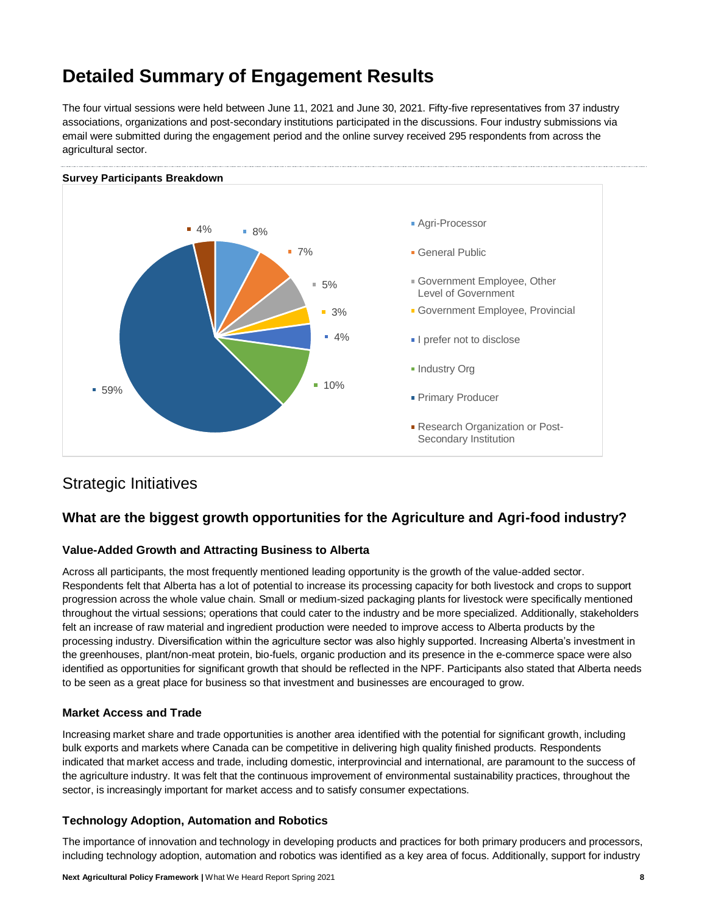# Detailed Summary of Engagement Results

The four virtual sessions were held between June 11, 2021 and June 30, 2021. Fifty-five representatives from 37 industry associations, organizations and post-secondary institutions participated in the discussions. Four industry submissions via email were submitted during the engagement period and the online survey received 295 respondents from across the agricultural sector.

**Survey Participants Breakdown**

| Participant Type | Percentage |
|---|---|
| Agri-Processor | 8% |
| General Public | 7% |
| Government Employee, Other Level of Government | 5% |
| Government Employee, Provincial | 3% |
| I prefer not to disclose | 4% |
| Industry Org | 10% |
| Primary Producer | 59% |
| Research Organization or Post-Secondary Institution | 4% |

## Strategic Initiatives

### What are the biggest growth opportunities for the Agriculture and Agri-food industry?

#### Value-Added Growth and Attracting Business to Alberta

Across all participants, the most frequently mentioned leading opportunity is the growth of the value-added sector. Respondents felt that Alberta has a lot of potential to increase its processing capacity for both livestock and crops to support progression across the whole value chain. Small or medium-sized packaging plants for livestock were specifically mentioned throughout the virtual sessions; operations that could cater to the industry and be more specialized. Additionally, stakeholders felt an increase of raw material and ingredient production were needed to improve access to Alberta products by the processing industry. Diversification within the agriculture sector was also highly supported. Increasing Alberta's investment in the greenhouses, plant/non-meat protein, bio-fuels, organic production and its presence in the e-commerce space were also identified as opportunities for significant growth that should be reflected in the NPF. Participants also stated that Alberta needs to be seen as a great place for business so that investment and businesses are encouraged to grow.

#### Market Access and Trade

Increasing market share and trade opportunities is another area identified with the potential for significant growth, including bulk exports and markets where Canada can be competitive in delivering high quality finished products. Respondents indicated that market access and trade, including domestic, interprovincial and international, are paramount to the success of the agriculture industry. It was felt that the continuous improvement of environmental sustainability practices, throughout the sector, is increasingly important for market access and to satisfy consumer expectations.

#### Technology Adoption, Automation and Robotics

The importance of innovation and technology in developing products and practices for both primary producers and processors, including technology adoption, automation and robotics was identified as a key area of focus. Additionally, support for industry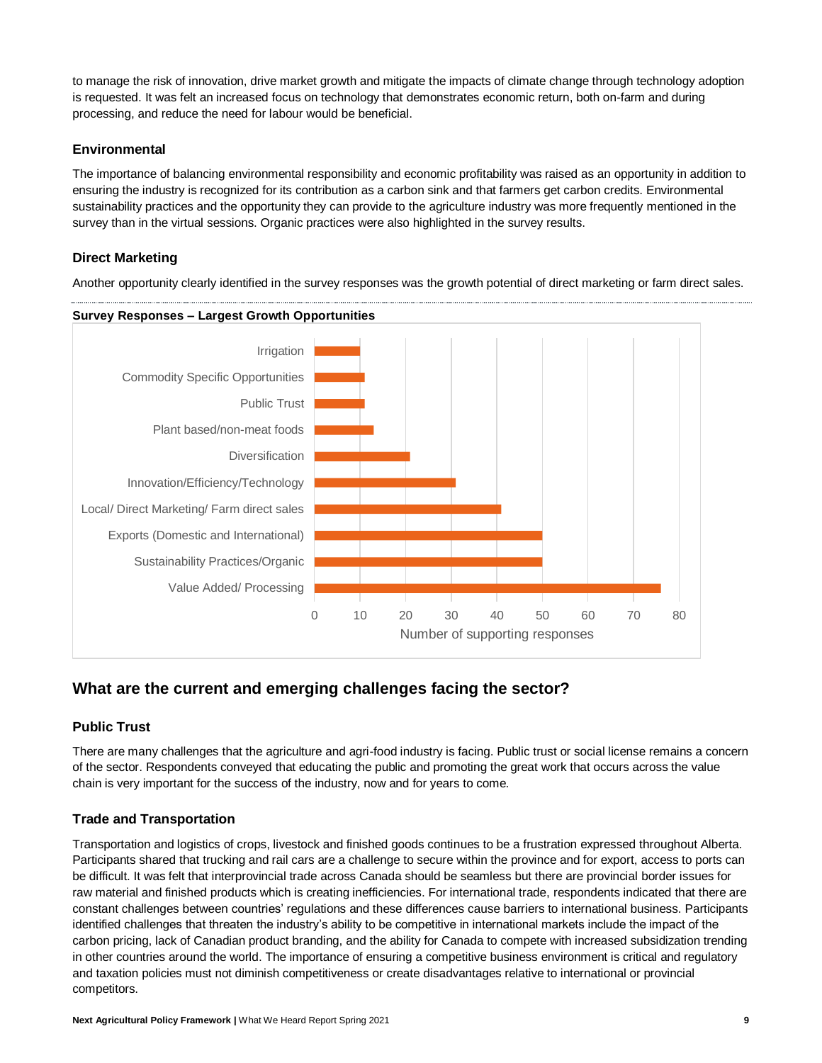to manage the risk of innovation, drive market growth and mitigate the impacts of climate change through technology adoption is requested. It was felt an increased focus on technology that demonstrates economic return, both on-farm and during processing, and reduce the need for labour would be beneficial.

### Environmental

The importance of balancing environmental responsibility and economic profitability was raised as an opportunity in addition to ensuring the industry is recognized for its contribution as a carbon sink and that farmers get carbon credits. Environmental sustainability practices and the opportunity they can provide to the agriculture industry was more frequently mentioned in the survey than in the virtual sessions. Organic practices were also highlighted in the survey results.

### Direct Marketing

Another opportunity clearly identified in the survey responses was the growth potential of direct marketing or farm direct sales.

**Survey Responses – Largest Growth Opportunities**

| Growth Opportunity | Number of supporting responses (approx.) |
|---|---|
| Irrigation | 10 |
| Commodity Specific Opportunities | 11 |
| Public Trust | 11 |
| Plant based/non-meat foods | 13 |
| Diversification | 21 |
| Innovation/Efficiency/Technology | 31 |
| Local/ Direct Marketing/ Farm direct sales | 41 |
| Exports (Domestic and International) | 50 |
| Sustainability Practices/Organic | 50 |
| Value Added/ Processing | 76 |

## What are the current and emerging challenges facing the sector?

### Public Trust

There are many challenges that the agriculture and agri-food industry is facing. Public trust or social license remains a concern of the sector. Respondents conveyed that educating the public and promoting the great work that occurs across the value chain is very important for the success of the industry, now and for years to come.

### Trade and Transportation

Transportation and logistics of crops, livestock and finished goods continues to be a frustration expressed throughout Alberta. Participants shared that trucking and rail cars are a challenge to secure within the province and for export, access to ports can be difficult. It was felt that interprovincial trade across Canada should be seamless but there are provincial border issues for raw material and finished products which is creating inefficiencies. For international trade, respondents indicated that there are constant challenges between countries' regulations and these differences cause barriers to international business. Participants identified challenges that threaten the industry's ability to be competitive in international markets include the impact of the carbon pricing, lack of Canadian product branding, and the ability for Canada to compete with increased subsidization trending in other countries around the world. The importance of ensuring a competitive business environment is critical and regulatory and taxation policies must not diminish competitiveness or create disadvantages relative to international or provincial competitors.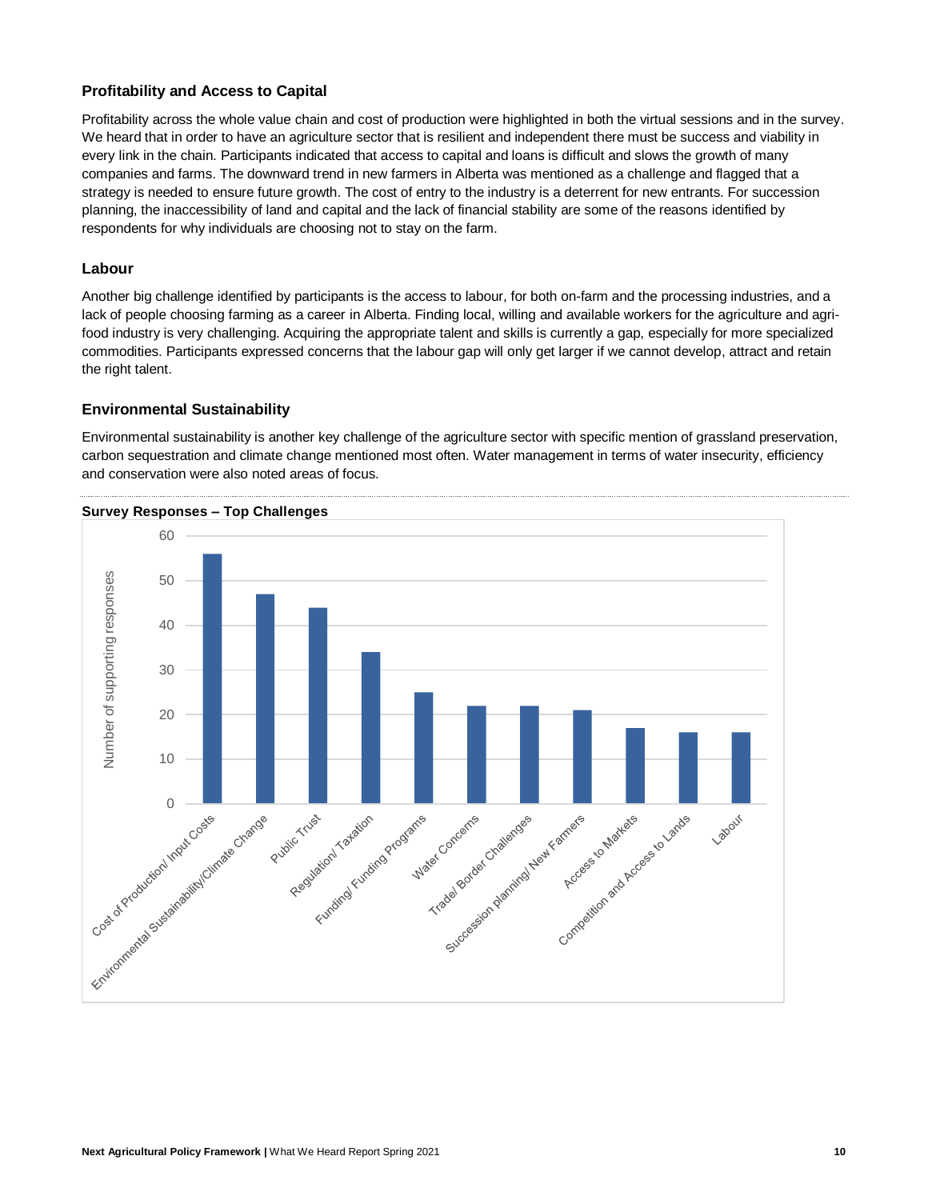### Profitability and Access to Capital

Profitability across the whole value chain and cost of production were highlighted in both the virtual sessions and in the survey. We heard that in order to have an agriculture sector that is resilient and independent there must be success and viability in every link in the chain. Participants indicated that access to capital and loans is difficult and slows the growth of many companies and farms. The downward trend in new farmers in Alberta was mentioned as a challenge and flagged that a strategy is needed to ensure future growth. The cost of entry to the industry is a deterrent for new entrants. For succession planning, the inaccessibility of land and capital and the lack of financial stability are some of the reasons identified by respondents for why individuals are choosing not to stay on the farm.

### Labour

Another big challenge identified by participants is the access to labour, for both on-farm and the processing industries, and a lack of people choosing farming as a career in Alberta. Finding local, willing and available workers for the agriculture and agri-food industry is very challenging. Acquiring the appropriate talent and skills is currently a gap, especially for more specialized commodities. Participants expressed concerns that the labour gap will only get larger if we cannot develop, attract and retain the right talent.

### Environmental Sustainability

Environmental sustainability is another key challenge of the agriculture sector with specific mention of grassland preservation, carbon sequestration and climate change mentioned most often. Water management in terms of water insecurity, efficiency and conservation were also noted areas of focus.

**Survey Responses – Top Challenges**

| Challenge | Number of supporting responses |
|---|---|
| Cost of Production/ Input Costs | 56 |
| Environmental Sustainability/Climate Change | 47 |
| Public Trust | 44 |
| Regulation/ Taxation | 34 |
| Funding/ Funding Programs | 25 |
| Water Concerns | 22 |
| Trade/ Border Challenges | 22 |
| Succession planning/ New Farmers | 21 |
| Access to Markets | 17 |
| Competition and Access to Lands | 16 |
| Labour | 16 |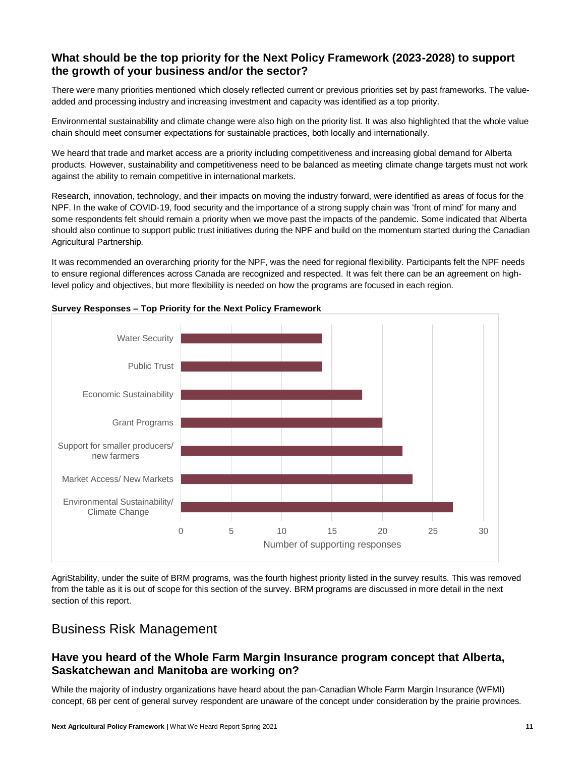### What should be the top priority for the Next Policy Framework (2023-2028) to support the growth of your business and/or the sector?

There were many priorities mentioned which closely reflected current or previous priorities set by past frameworks. The value-added and processing industry and increasing investment and capacity was identified as a top priority.

Environmental sustainability and climate change were also high on the priority list. It was also highlighted that the whole value chain should meet consumer expectations for sustainable practices, both locally and internationally.

We heard that trade and market access are a priority including competitiveness and increasing global demand for Alberta products. However, sustainability and competitiveness need to be balanced as meeting climate change targets must not work against the ability to remain competitive in international markets.

Research, innovation, technology, and their impacts on moving the industry forward, were identified as areas of focus for the NPF. In the wake of COVID-19, food security and the importance of a strong supply chain was 'front of mind' for many and some respondents felt should remain a priority when we move past the impacts of the pandemic. Some indicated that Alberta should also continue to support public trust initiatives during the NPF and build on the momentum started during the Canadian Agricultural Partnership.

It was recommended an overarching priority for the NPF, was the need for regional flexibility. Participants felt the NPF needs to ensure regional differences across Canada are recognized and respected. It was felt there can be an agreement on high-level policy and objectives, but more flexibility is needed on how the programs are focused in each region.

**Survey Responses – Top Priority for the Next Policy Framework**

| Priority | Number of supporting responses |
|---|---|
| Water Security | 14 |
| Public Trust | 14 |
| Economic Sustainability | 18 |
| Grant Programs | 20 |
| Support for smaller producers/ new farmers | 22 |
| Market Access/ New Markets | 23 |
| Environmental Sustainability/ Climate Change | 27 |

AgriStability, under the suite of BRM programs, was the fourth highest priority listed in the survey results. This was removed from the table as it is out of scope for this section of the survey. BRM programs are discussed in more detail in the next section of this report.

## Business Risk Management

### Have you heard of the Whole Farm Margin Insurance program concept that Alberta, Saskatchewan and Manitoba are working on?

While the majority of industry organizations have heard about the pan-Canadian Whole Farm Margin Insurance (WFMI) concept, 68 per cent of general survey respondent are unaware of the concept under consideration by the prairie provinces.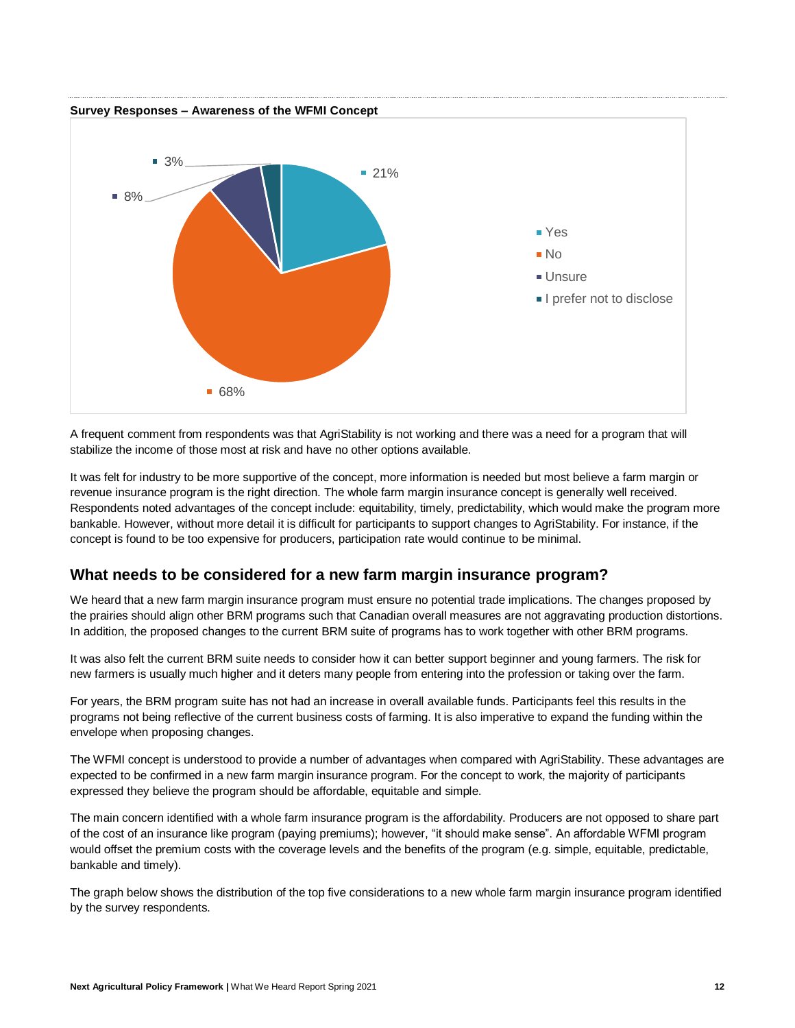**Survey Responses – Awareness of the WFMI Concept**

| Response | Percentage |
| --- | --- |
| Yes | 21% |
| No | 68% |
| Unsure | 8% |
| I prefer not to disclose | 3% |

A frequent comment from respondents was that AgriStability is not working and there was a need for a program that will stabilize the income of those most at risk and have no other options available.

It was felt for industry to be more supportive of the concept, more information is needed but most believe a farm margin or revenue insurance program is the right direction. The whole farm margin insurance concept is generally well received. Respondents noted advantages of the concept include: equitability, timely, predictability, which would make the program more bankable. However, without more detail it is difficult for participants to support changes to AgriStability. For instance, if the concept is found to be too expensive for producers, participation rate would continue to be minimal.

## What needs to be considered for a new farm margin insurance program?

We heard that a new farm margin insurance program must ensure no potential trade implications. The changes proposed by the prairies should align other BRM programs such that Canadian overall measures are not aggravating production distortions. In addition, the proposed changes to the current BRM suite of programs has to work together with other BRM programs.

It was also felt the current BRM suite needs to consider how it can better support beginner and young farmers. The risk for new farmers is usually much higher and it deters many people from entering into the profession or taking over the farm.

For years, the BRM program suite has not had an increase in overall available funds. Participants feel this results in the programs not being reflective of the current business costs of farming. It is also imperative to expand the funding within the envelope when proposing changes.

The WFMI concept is understood to provide a number of advantages when compared with AgriStability. These advantages are expected to be confirmed in a new farm margin insurance program. For the concept to work, the majority of participants expressed they believe the program should be affordable, equitable and simple.

The main concern identified with a whole farm insurance program is the affordability. Producers are not opposed to share part of the cost of an insurance like program (paying premiums); however, “it should make sense”. An affordable WFMI program would offset the premium costs with the coverage levels and the benefits of the program (e.g. simple, equitable, predictable, bankable and timely).

The graph below shows the distribution of the top five considerations to a new whole farm margin insurance program identified by the survey respondents.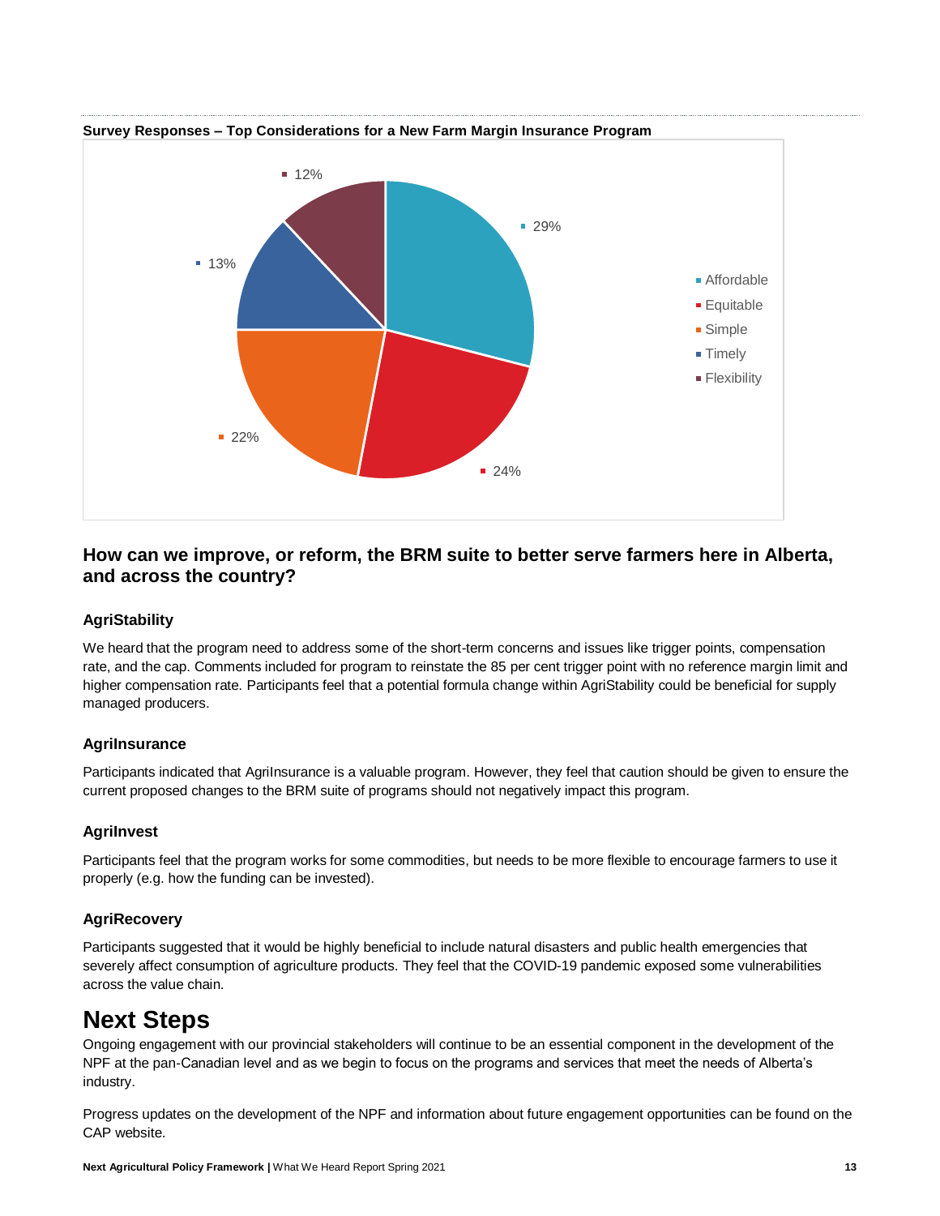**Survey Responses – Top Considerations for a New Farm Margin Insurance Program**

12%
29%
13%
22%
24%

Affordable
Equitable
Simple
Timely
Flexibility

### How can we improve, or reform, the BRM suite to better serve farmers here in Alberta, and across the country?

#### AgriStability

We heard that the program need to address some of the short-term concerns and issues like trigger points, compensation rate, and the cap. Comments included for program to reinstate the 85 per cent trigger point with no reference margin limit and higher compensation rate. Participants feel that a potential formula change within AgriStability could be beneficial for supply managed producers.

#### AgriInsurance

Participants indicated that AgriInsurance is a valuable program. However, they feel that caution should be given to ensure the current proposed changes to the BRM suite of programs should not negatively impact this program.

#### AgriInvest

Participants feel that the program works for some commodities, but needs to be more flexible to encourage farmers to use it properly (e.g. how the funding can be invested).

#### AgriRecovery

Participants suggested that it would be highly beneficial to include natural disasters and public health emergencies that severely affect consumption of agriculture products. They feel that the COVID-19 pandemic exposed some vulnerabilities across the value chain.

# Next Steps

Ongoing engagement with our provincial stakeholders will continue to be an essential component in the development of the NPF at the pan-Canadian level and as we begin to focus on the programs and services that meet the needs of Alberta's industry.

Progress updates on the development of the NPF and information about future engagement opportunities can be found on the CAP website.